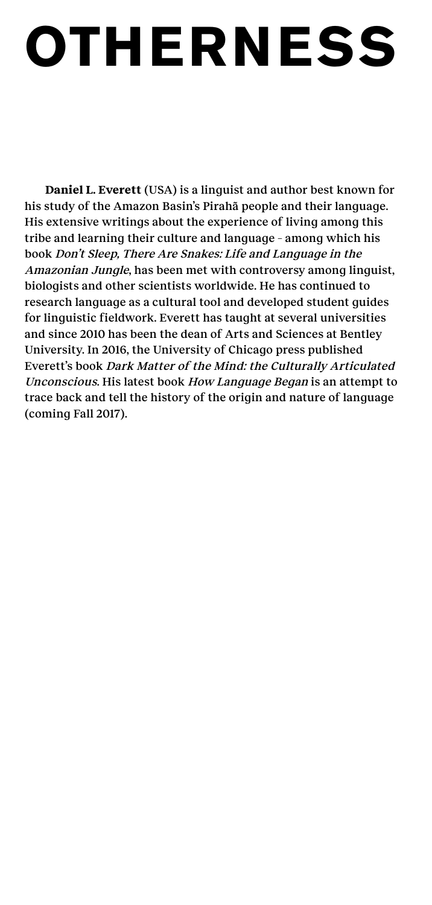# OTHERNESS

**Daniel L. Everett** (USA) is a linguist and author best known for his study of the Amazon Basin's Pirahã people and their language. His extensive writings about the experience of living among this tribe and learning their culture and language – among which his book *Don't Sleep, There Are Snakes: Life and Language in the Amazonian Jungle*, has been met with controversy among linguist, biologists and other scientists worldwide. He has continued to research language as a cultural tool and developed student guides for linguistic fieldwork. Everett has taught at several universities and since 2010 has been the dean of Arts and Sciences at Bentley University. In 2016, the University of Chicago press published Everett's book *Dark Matter of the Mind: the Culturally Articulated Unconscious*. His latest book *How Language Began* is an attempt to trace back and tell the history of the origin and nature of language (coming Fall 2017).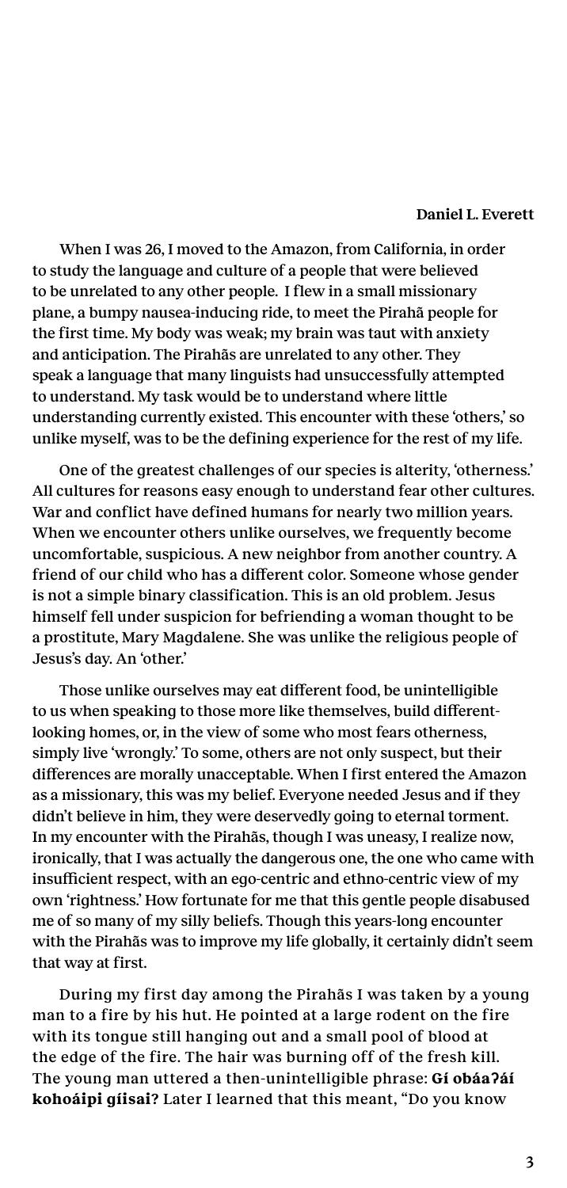**Daniel L. Everett**

When I was 26, I moved to the Amazon, from California, in order to study the language and culture of a people that were believed to be unrelated to any other people. I flew in a small missionary plane, a bumpy nausea-inducing ride, to meet the Pirahã people for the first time. My body was weak; my brain was taut with anxiety and anticipation. The Pirahãs are unrelated to any other. They speak a language that many linguists had unsuccessfully attempted to understand. My task would be to understand where little understanding currently existed. This encounter with these 'others,' so unlike myself, was to be the defining experience for the rest of my life.

One of the greatest challenges of our species is alterity, 'otherness.' All cultures for reasons easy enough to understand fear other cultures. War and conflict have defined humans for nearly two million years. When we encounter others unlike ourselves, we frequently become uncomfortable, suspicious. A new neighbor from another country. A friend of our child who has a different color. Someone whose gender is not a simple binary classification. This is an old problem. Jesus himself fell under suspicion for befriending a woman thought to be a prostitute, Mary Magdalene. She was unlike the religious people of Jesus's day. An 'other.'

Those unlike ourselves may eat different food, be unintelligible to us when speaking to those more like themselves, build different-looking homes, or, in the view of some who most fears otherness, simply live 'wrongly.' To some, others are not only suspect, but their differences are morally unacceptable. When I first entered the Amazon as a missionary, this was my belief. Everyone needed Jesus and if they didn't believe in him, they were deservedly going to eternal torment. In my encounter with the Pirahãs, though I was uneasy, I realize now, ironically, that I was actually the dangerous one, the one who came with insufficient respect, with an ego-centric and ethno-centric view of my own 'rightness.' How fortunate for me that this gentle people disabused me of so many of my silly beliefs. Though this years-long encounter with the Pirahãs was to improve my life globally, it certainly didn't seem that way at first.

During my first day among the Pirahãs I was taken by a young man to a fire by his hut. He pointed at a large rodent on the fire with its tongue still hanging out and a small pool of blood at the edge of the fire. The hair was burning off of the fresh kill. The young man uttered a then-unintelligible phrase: **Gí obáaʔáí kohoáipi gíisai?** Later I learned that this meant, "Do you know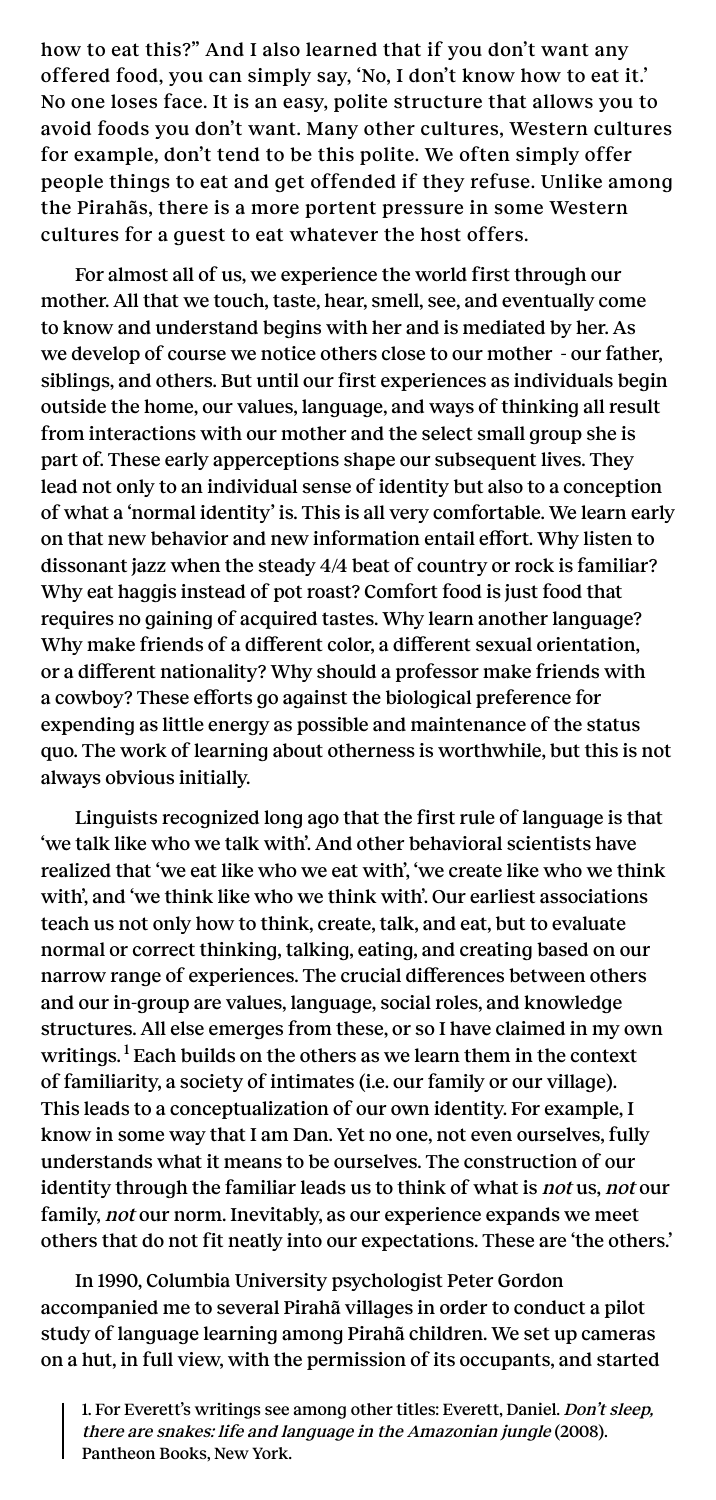how to eat this?" And I also learned that if you don't want any offered food, you can simply say, 'No, I don't know how to eat it.' No one loses face. It is an easy, polite structure that allows you to avoid foods you don't want. Many other cultures, Western cultures for example, don't tend to be this polite. We often simply offer people things to eat and get offended if they refuse. Unlike among the Pirahãs, there is a more portent pressure in some Western cultures for a guest to eat whatever the host offers.

For almost all of us, we experience the world first through our mother. All that we touch, taste, hear, smell, see, and eventually come to know and understand begins with her and is mediated by her. As we develop of course we notice others close to our mother - our father, siblings, and others. But until our first experiences as individuals begin outside the home, our values, language, and ways of thinking all result from interactions with our mother and the select small group she is part of. These early apperceptions shape our subsequent lives. They lead not only to an individual sense of identity but also to a conception of what a 'normal identity' is. This is all very comfortable. We learn early on that new behavior and new information entail effort. Why listen to dissonant jazz when the steady 4/4 beat of country or rock is familiar? Why eat haggis instead of pot roast? Comfort food is just food that requires no gaining of acquired tastes. Why learn another language? Why make friends of a different color, a different sexual orientation, or a different nationality? Why should a professor make friends with a cowboy? These efforts go against the biological preference for expending as little energy as possible and maintenance of the status quo. The work of learning about otherness is worthwhile, but this is not always obvious initially.

Linguists recognized long ago that the first rule of language is that 'we talk like who we talk with'. And other behavioral scientists have realized that 'we eat like who we eat with', 'we create like who we think with', and 'we think like who we think with'. Our earliest associations teach us not only how to think, create, talk, and eat, but to evaluate normal or correct thinking, talking, eating, and creating based on our narrow range of experiences. The crucial differences between others and our in-group are values, language, social roles, and knowledge structures. All else emerges from these, or so I have claimed in my own writings.[1] Each builds on the others as we learn them in the context of familiarity, a society of intimates (i.e. our family or our village). This leads to a conceptualization of our own identity. For example, I know in some way that I am Dan. Yet no one, not even ourselves, fully understands what it means to be ourselves. The construction of our identity through the familiar leads us to think of what is *not* us, *not* our family, *not* our norm. Inevitably, as our experience expands we meet others that do not fit neatly into our expectations. These are 'the others.'

In 1990, Columbia University psychologist Peter Gordon accompanied me to several Pirahã villages in order to conduct a pilot study of language learning among Pirahã children. We set up cameras on a hut, in full view, with the permission of its occupants, and started

1. For Everett's writings see among other titles: Everett, Daniel. *Don't sleep, there are snakes: life and language in the Amazonian jungle* (2008). Pantheon Books, New York.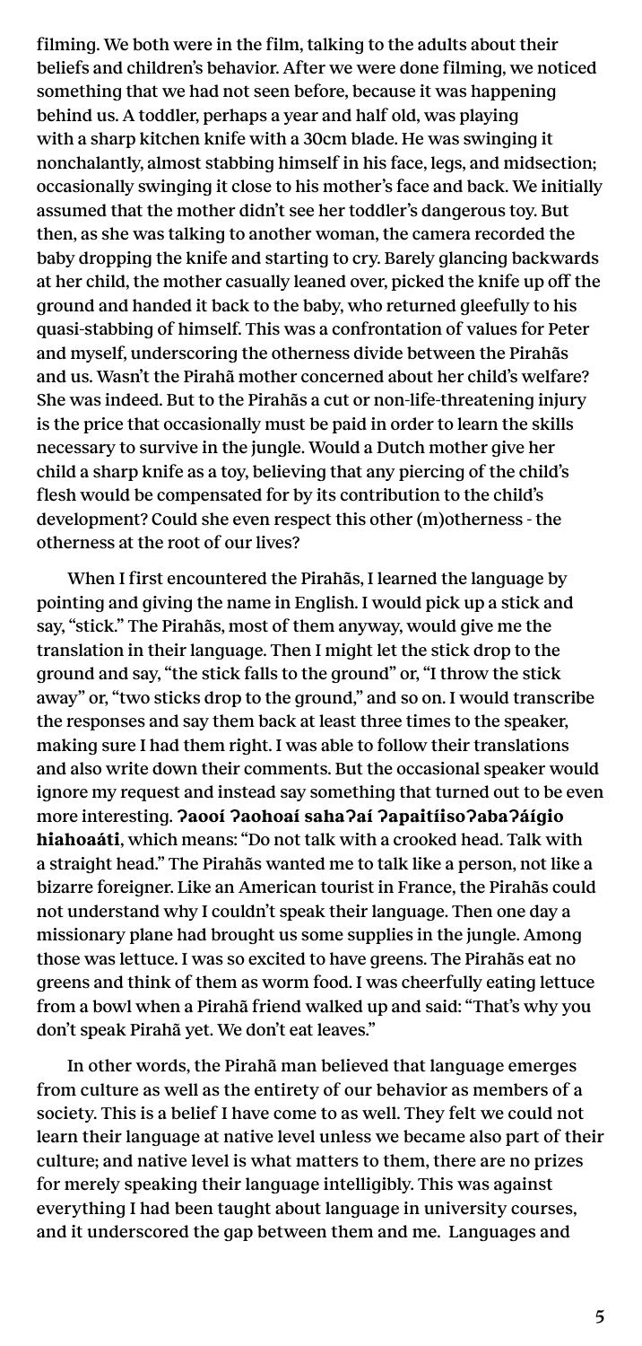filming. We both were in the film, talking to the adults about their beliefs and children's behavior. After we were done filming, we noticed something that we had not seen before, because it was happening behind us. A toddler, perhaps a year and half old, was playing with a sharp kitchen knife with a 30cm blade. He was swinging it nonchalantly, almost stabbing himself in his face, legs, and midsection; occasionally swinging it close to his mother's face and back. We initially assumed that the mother didn't see her toddler's dangerous toy. But then, as she was talking to another woman, the camera recorded the baby dropping the knife and starting to cry. Barely glancing backwards at her child, the mother casually leaned over, picked the knife up off the ground and handed it back to the baby, who returned gleefully to his quasi-stabbing of himself. This was a confrontation of values for Peter and myself, underscoring the otherness divide between the Pirahãs and us. Wasn't the Pirahã mother concerned about her child's welfare? She was indeed. But to the Pirahãs a cut or non-life-threatening injury is the price that occasionally must be paid in order to learn the skills necessary to survive in the jungle. Would a Dutch mother give her child a sharp knife as a toy, believing that any piercing of the child's flesh would be compensated for by its contribution to the child's development? Could she even respect this other (m)otherness - the otherness at the root of our lives?

When I first encountered the Pirahãs, I learned the language by pointing and giving the name in English. I would pick up a stick and say, "stick." The Pirahãs, most of them anyway, would give me the translation in their language. Then I might let the stick drop to the ground and say, "the stick falls to the ground" or, "I throw the stick away" or, "two sticks drop to the ground," and so on. I would transcribe the responses and say them back at least three times to the speaker, making sure I had them right. I was able to follow their translations and also write down their comments. But the occasional speaker would ignore my request and instead say something that turned out to be even more interesting. **ʔaooí ʔaohoaí sahaʔaí ʔapaitíisoʔabaʔáígio hiahoaáti**, which means: "Do not talk with a crooked head. Talk with a straight head." The Pirahãs wanted me to talk like a person, not like a bizarre foreigner. Like an American tourist in France, the Pirahãs could not understand why I couldn't speak their language. Then one day a missionary plane had brought us some supplies in the jungle. Among those was lettuce. I was so excited to have greens. The Pirahãs eat no greens and think of them as worm food. I was cheerfully eating lettuce from a bowl when a Pirahã friend walked up and said: "That's why you don't speak Pirahã yet. We don't eat leaves."

In other words, the Pirahã man believed that language emerges from culture as well as the entirety of our behavior as members of a society. This is a belief I have come to as well. They felt we could not learn their language at native level unless we became also part of their culture; and native level is what matters to them, there are no prizes for merely speaking their language intelligibly. This was against everything I had been taught about language in university courses, and it underscored the gap between them and me. Languages and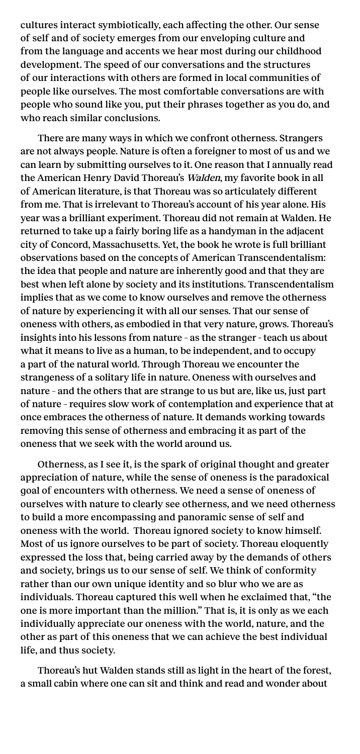cultures interact symbiotically, each affecting the other. Our sense of self and of society emerges from our enveloping culture and from the language and accents we hear most during our childhood development. The speed of our conversations and the structures of our interactions with others are formed in local communities of people like ourselves. The most comfortable conversations are with people who sound like you, put their phrases together as you do, and who reach similar conclusions.

There are many ways in which we confront otherness. Strangers are not always people. Nature is often a foreigner to most of us and we can learn by submitting ourselves to it. One reason that I annually read the American Henry David Thoreau's *Walden*, my favorite book in all of American literature, is that Thoreau was so articulately different from me. That is irrelevant to Thoreau's account of his year alone. His year was a brilliant experiment. Thoreau did not remain at Walden. He returned to take up a fairly boring life as a handyman in the adjacent city of Concord, Massachusetts. Yet, the book he wrote is full brilliant observations based on the concepts of American Transcendentalism: the idea that people and nature are inherently good and that they are best when left alone by society and its institutions. Transcendentalism implies that as we come to know ourselves and remove the otherness of nature by experiencing it with all our senses. That our sense of oneness with others, as embodied in that very nature, grows. Thoreau's insights into his lessons from nature – as the stranger – teach us about what it means to live as a human, to be independent, and to occupy a part of the natural world. Through Thoreau we encounter the strangeness of a solitary life in nature. Oneness with ourselves and nature – and the others that are strange to us but are, like us, just part of nature – requires slow work of contemplation and experience that at once embraces the otherness of nature. It demands working towards removing this sense of otherness and embracing it as part of the oneness that we seek with the world around us.

Otherness, as I see it, is the spark of original thought and greater appreciation of nature, while the sense of oneness is the paradoxical goal of encounters with otherness. We need a sense of oneness of ourselves with nature to clearly see otherness, and we need otherness to build a more encompassing and panoramic sense of self and oneness with the world. Thoreau ignored society to know himself. Most of us ignore ourselves to be part of society. Thoreau eloquently expressed the loss that, being carried away by the demands of others and society, brings us to our sense of self. We think of conformity rather than our own unique identity and so blur who we are as individuals. Thoreau captured this well when he exclaimed that, "the one is more important than the million." That is, it is only as we each individually appreciate our oneness with the world, nature, and the other as part of this oneness that we can achieve the best individual life, and thus society.

Thoreau's hut Walden stands still as light in the heart of the forest, a small cabin where one can sit and think and read and wonder about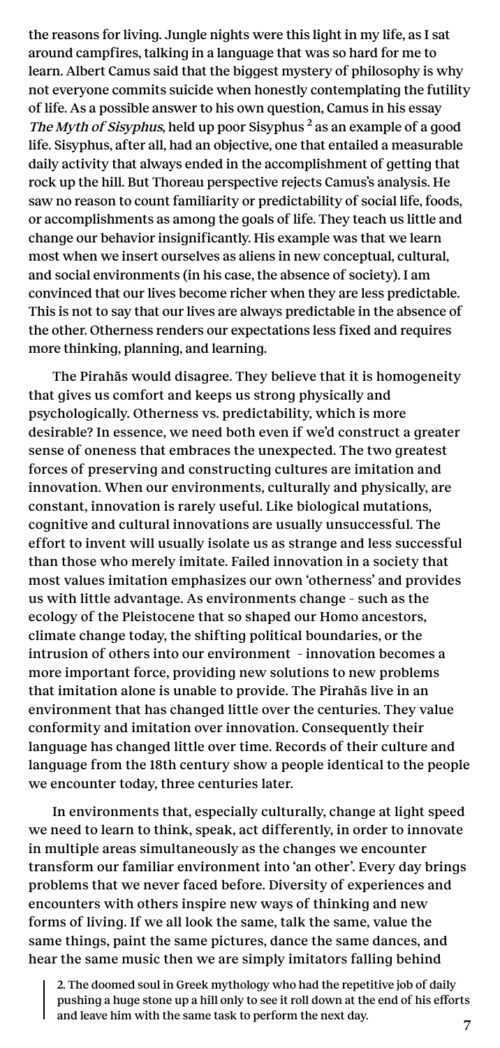the reasons for living. Jungle nights were this light in my life, as I sat around campfires, talking in a language that was so hard for me to learn. Albert Camus said that the biggest mystery of philosophy is why not everyone commits suicide when honestly contemplating the futility of life. As a possible answer to his own question, Camus in his essay *The Myth of Sisyphus*, held up poor Sisyphus [2] as an example of a good life. Sisyphus, after all, had an objective, one that entailed a measurable daily activity that always ended in the accomplishment of getting that rock up the hill. But Thoreau perspective rejects Camus's analysis. He saw no reason to count familiarity or predictability of social life, foods, or accomplishments as among the goals of life. They teach us little and change our behavior insignificantly. His example was that we learn most when we insert ourselves as aliens in new conceptual, cultural, and social environments (in his case, the absence of society). I am convinced that our lives become richer when they are less predictable. This is not to say that our lives are always predictable in the absence of the other. Otherness renders our expectations less fixed and requires more thinking, planning, and learning.

The Pirahãs would disagree. They believe that it is homogeneity that gives us comfort and keeps us strong physically and psychologically. Otherness vs. predictability, which is more desirable? In essence, we need both even if we'd construct a greater sense of oneness that embraces the unexpected. The two greatest forces of preserving and constructing cultures are imitation and innovation. When our environments, culturally and physically, are constant, innovation is rarely useful. Like biological mutations, cognitive and cultural innovations are usually unsuccessful. The effort to invent will usually isolate us as strange and less successful than those who merely imitate. Failed innovation in a society that most values imitation emphasizes our own 'otherness' and provides us with little advantage. As environments change – such as the ecology of the Pleistocene that so shaped our Homo ancestors, climate change today, the shifting political boundaries, or the intrusion of others into our environment – innovation becomes a more important force, providing new solutions to new problems that imitation alone is unable to provide. The Pirahãs live in an environment that has changed little over the centuries. They value conformity and imitation over innovation. Consequently their language has changed little over time. Records of their culture and language from the 18th century show a people identical to the people we encounter today, three centuries later.

In environments that, especially culturally, change at light speed we need to learn to think, speak, act differently, in order to innovate in multiple areas simultaneously as the changes we encounter transform our familiar environment into 'an other'. Every day brings problems that we never faced before. Diversity of experiences and encounters with others inspire new ways of thinking and new forms of living. If we all look the same, talk the same, value the same things, paint the same pictures, dance the same dances, and hear the same music then we are simply imitators falling behind

2. The doomed soul in Greek mythology who had the repetitive job of daily pushing a huge stone up a hill only to see it roll down at the end of his efforts and leave him with the same task to perform the next day.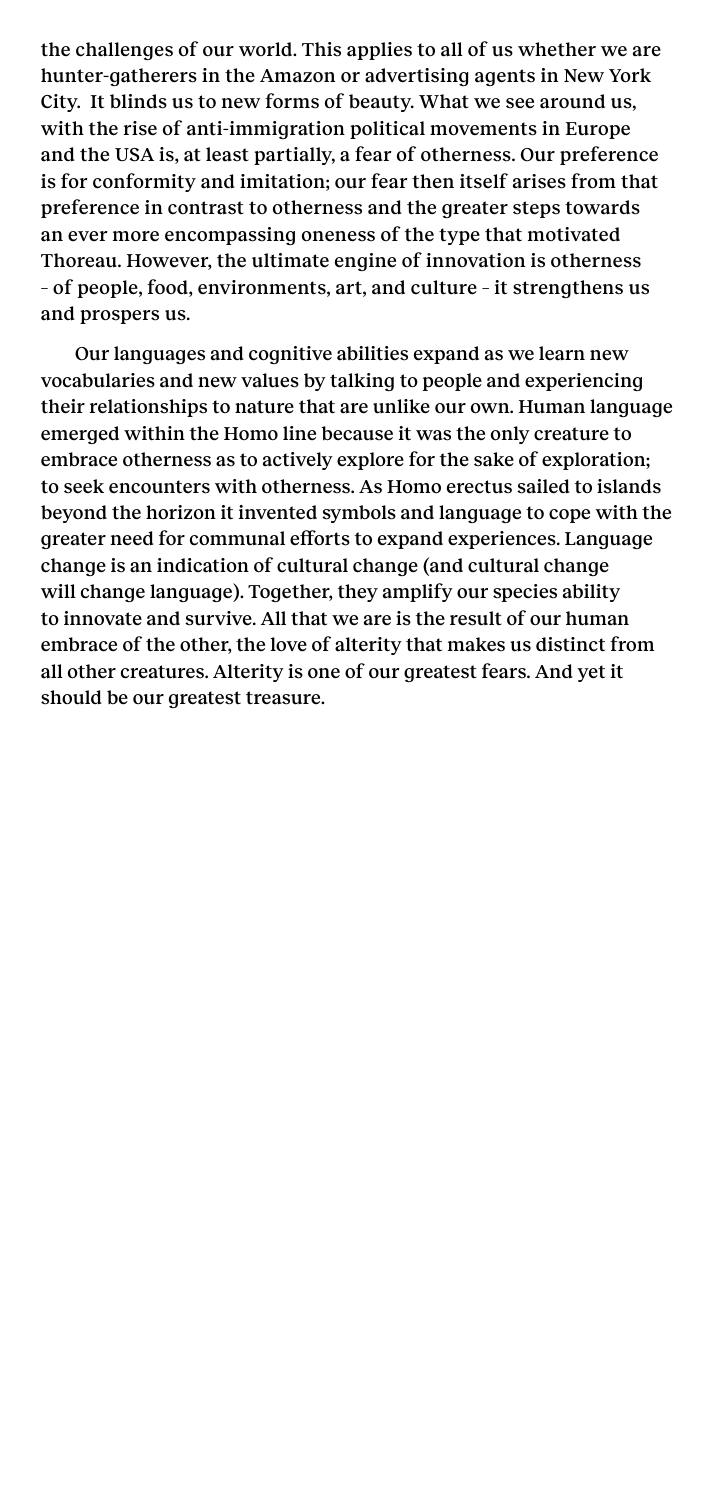the challenges of our world. This applies to all of us whether we are hunter-gatherers in the Amazon or advertising agents in New York City. It blinds us to new forms of beauty. What we see around us, with the rise of anti-immigration political movements in Europe and the USA is, at least partially, a fear of otherness. Our preference is for conformity and imitation; our fear then itself arises from that preference in contrast to otherness and the greater steps towards an ever more encompassing oneness of the type that motivated Thoreau. However, the ultimate engine of innovation is otherness – of people, food, environments, art, and culture – it strengthens us and prospers us.

Our languages and cognitive abilities expand as we learn new vocabularies and new values by talking to people and experiencing their relationships to nature that are unlike our own. Human language emerged within the Homo line because it was the only creature to embrace otherness as to actively explore for the sake of exploration; to seek encounters with otherness. As Homo erectus sailed to islands beyond the horizon it invented symbols and language to cope with the greater need for communal efforts to expand experiences. Language change is an indication of cultural change (and cultural change will change language). Together, they amplify our species ability to innovate and survive. All that we are is the result of our human embrace of the other, the love of alterity that makes us distinct from all other creatures. Alterity is one of our greatest fears. And yet it should be our greatest treasure.